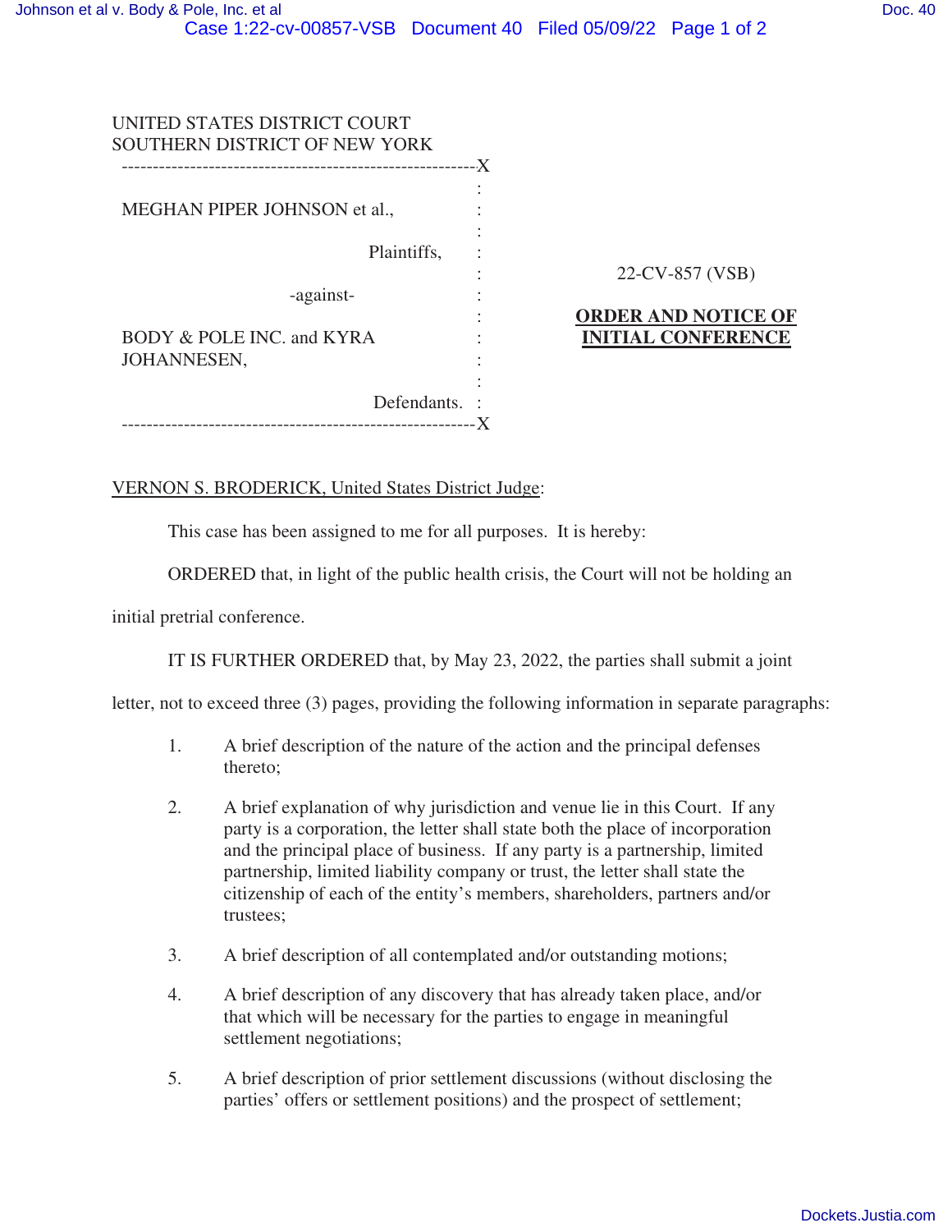UNITED STATES DISTRICT COURT
SOUTHERN DISTRICT OF NEW YORK

MEGHAN PIPER JOHNSON et al.,

Plaintiffs,

-against-

BODY & POLE INC. and KYRA JOHANNESEN,

Defendants.

22-CV-857 (VSB)

**ORDER AND NOTICE OF INITIAL CONFERENCE**

VERNON S. BRODERICK, United States District Judge:

This case has been assigned to me for all purposes. It is hereby:

ORDERED that, in light of the public health crisis, the Court will not be holding an initial pretrial conference.

IT IS FURTHER ORDERED that, by May 23, 2022, the parties shall submit a joint letter, not to exceed three (3) pages, providing the following information in separate paragraphs:

1. A brief description of the nature of the action and the principal defenses thereto;

2. A brief explanation of why jurisdiction and venue lie in this Court. If any party is a corporation, the letter shall state both the place of incorporation and the principal place of business. If any party is a partnership, limited partnership, limited liability company or trust, the letter shall state the citizenship of each of the entity's members, shareholders, partners and/or trustees;

3. A brief description of all contemplated and/or outstanding motions;

4. A brief description of any discovery that has already taken place, and/or that which will be necessary for the parties to engage in meaningful settlement negotiations;

5. A brief description of prior settlement discussions (without disclosing the parties' offers or settlement positions) and the prospect of settlement;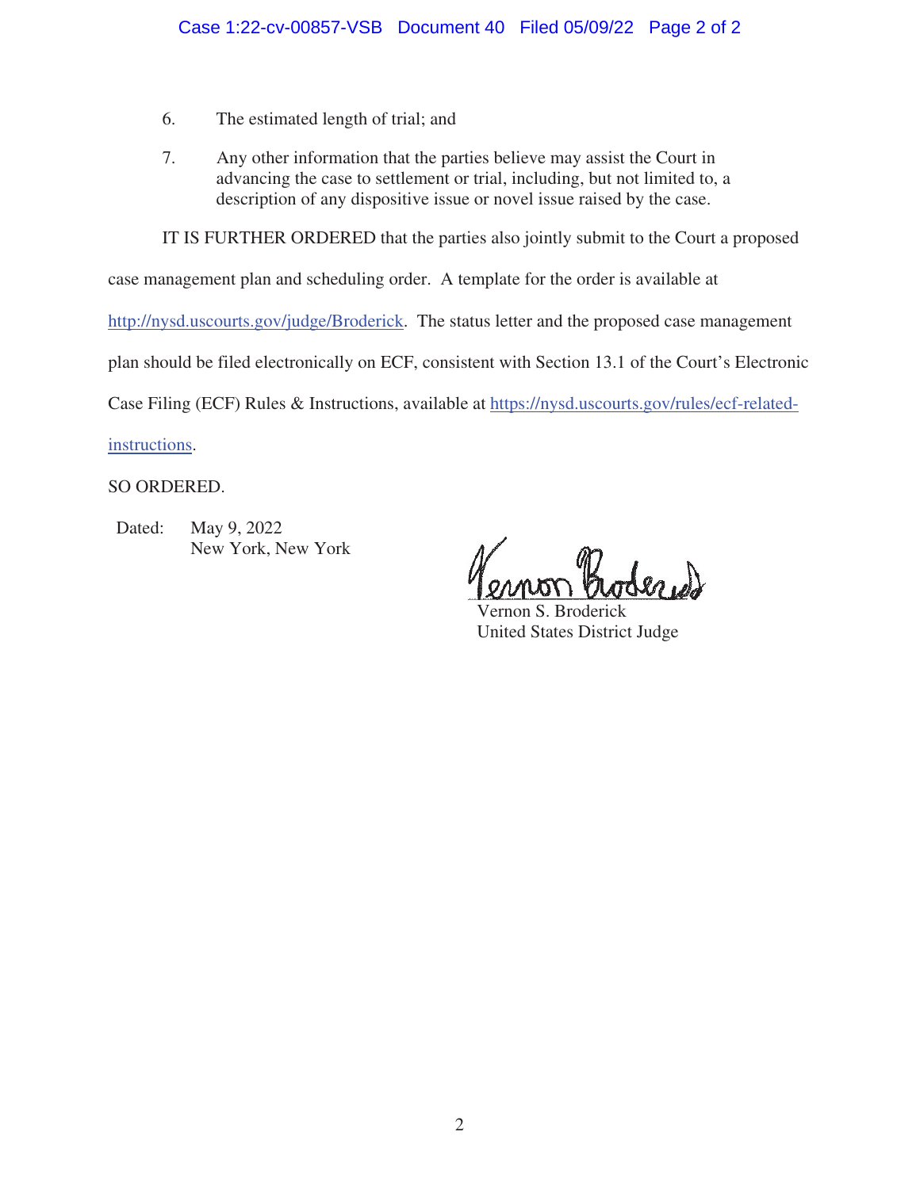6. The estimated length of trial; and

7. Any other information that the parties believe may assist the Court in advancing the case to settlement or trial, including, but not limited to, a description of any dispositive issue or novel issue raised by the case.

IT IS FURTHER ORDERED that the parties also jointly submit to the Court a proposed case management plan and scheduling order. A template for the order is available at http://nysd.uscourts.gov/judge/Broderick. The status letter and the proposed case management plan should be filed electronically on ECF, consistent with Section 13.1 of the Court's Electronic Case Filing (ECF) Rules & Instructions, available at https://nysd.uscourts.gov/rules/ecf-related-instructions.

SO ORDERED.

Dated: May 9, 2022
New York, New York

Vernon S. Broderick
United States District Judge